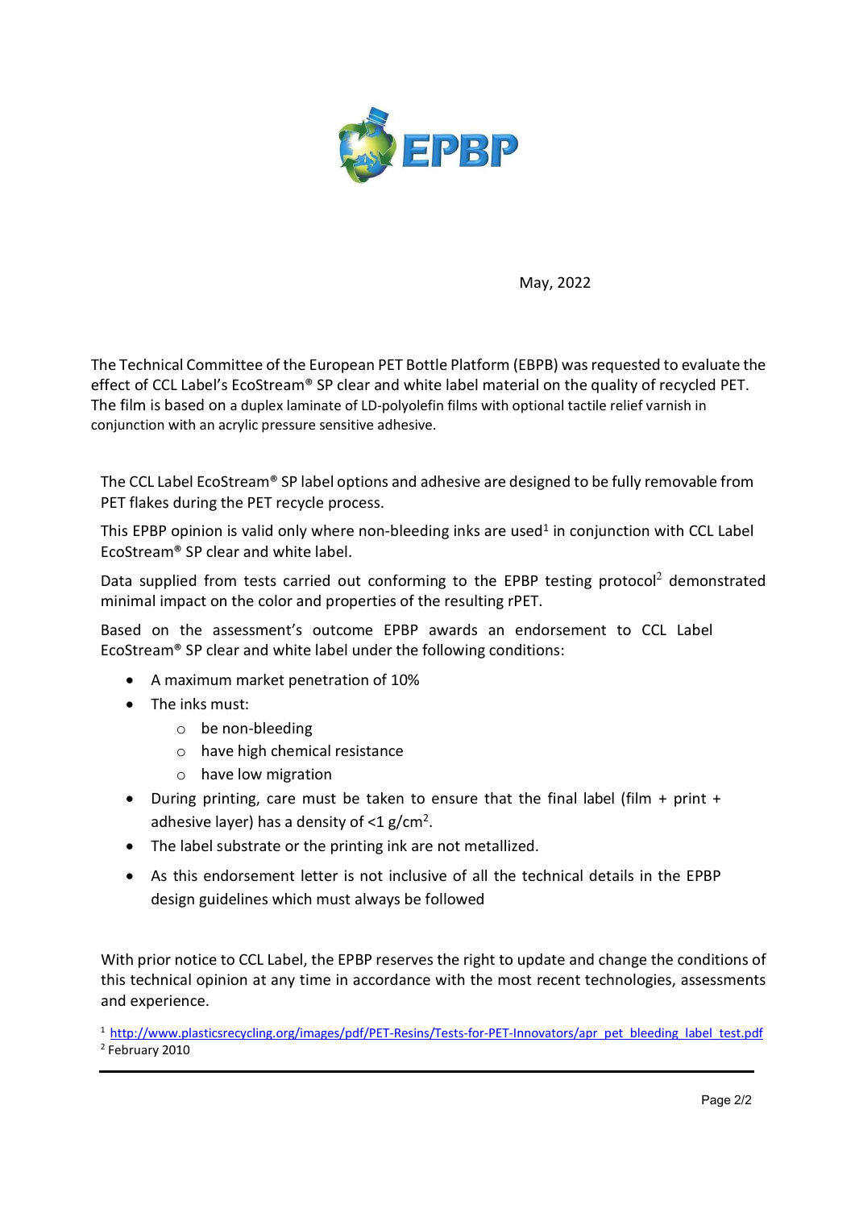May, 2022

The Technical Committee of the European PET Bottle Platform (EBPB) was requested to evaluate the effect of CCL Label's EcoStream® SP clear and white label material on the quality of recycled PET. The film is based on a duplex laminate of LD-polyolefin films with optional tactile relief varnish in conjunction with an acrylic pressure sensitive adhesive.

The CCL Label EcoStream® SP label options and adhesive are designed to be fully removable from PET flakes during the PET recycle process.

This EPBP opinion is valid only where non-bleeding inks are used[1] in conjunction with CCL Label EcoStream® SP clear and white label.

Data supplied from tests carried out conforming to the EPBP testing protocol[2] demonstrated minimal impact on the color and properties of the resulting rPET.

Based on the assessment's outcome EPBP awards an endorsement to CCL Label EcoStream® SP clear and white label under the following conditions:

- A maximum market penetration of 10%
- The inks must:
  - be non-bleeding
  - have high chemical resistance
  - have low migration
- During printing, care must be taken to ensure that the final label (film + print + adhesive layer) has a density of <1 $g/cm^2$.
- The label substrate or the printing ink are not metallized.
- As this endorsement letter is not inclusive of all the technical details in the EPBP design guidelines which must always be followed

With prior notice to CCL Label, the EPBP reserves the right to update and change the conditions of this technical opinion at any time in accordance with the most recent technologies, assessments and experience.

[1] http://www.plasticsrecycling.org/images/pdf/PET-Resins/Tests-for-PET-Innovators/apr_pet_bleeding_label_test.pdf

[2] February 2010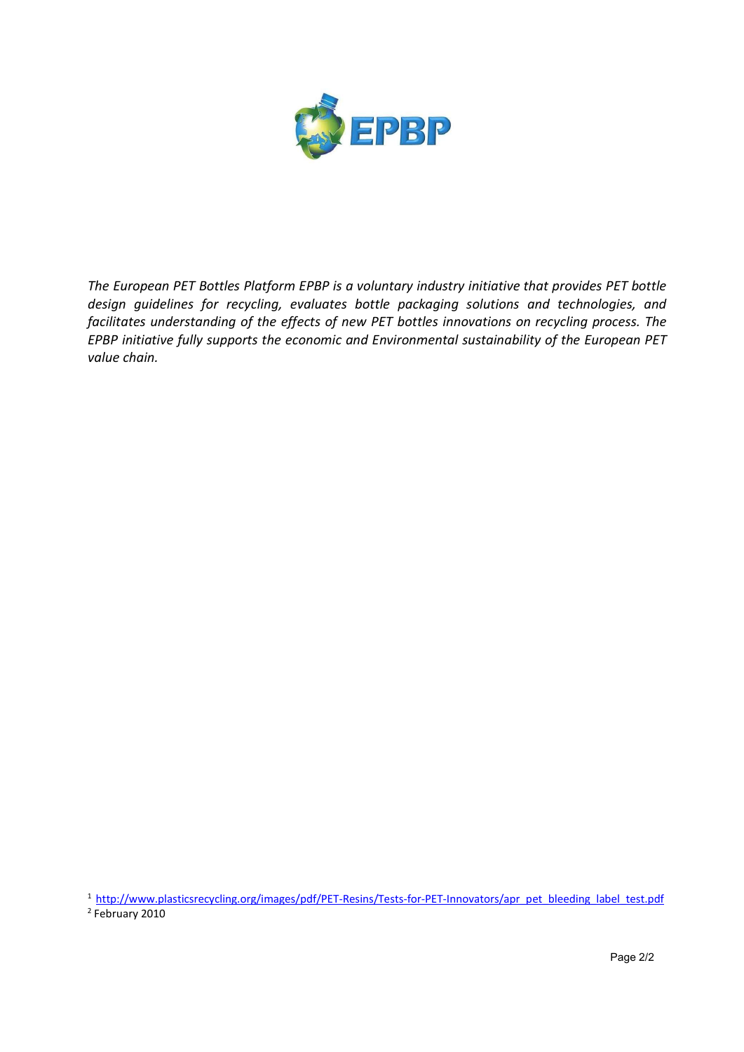*The European PET Bottles Platform EPBP is a voluntary industry initiative that provides PET bottle design guidelines for recycling, evaluates bottle packaging solutions and technologies, and facilitates understanding of the effects of new PET bottles innovations on recycling process. The EPBP initiative fully supports the economic and Environmental sustainability of the European PET value chain.*

[1] http://www.plasticsrecycling.org/images/pdf/PET-Resins/Tests-for-PET-Innovators/apr_pet_bleeding_label_test.pdf

[2] February 2010